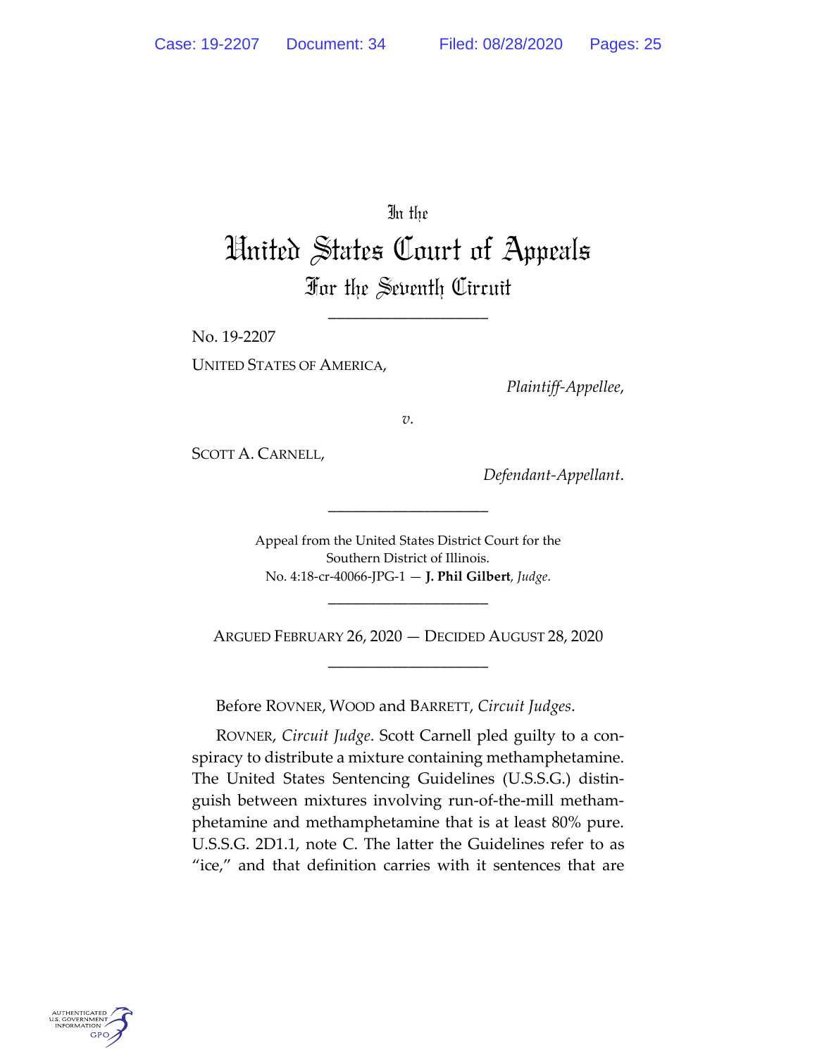In the

# United States Court of Appeals
## For the Seventh Circuit

---

No. 19-2207

UNITED STATES OF AMERICA,

*Plaintiff-Appellee,*

*v.*

SCOTT A. CARNELL,

*Defendant-Appellant.*

---

Appeal from the United States District Court for the Southern District of Illinois.
No. 4:18-cr-40066-JPG-1 — **J. Phil Gilbert**, *Judge*.

---

ARGUED FEBRUARY 26, 2020 — DECIDED AUGUST 28, 2020

---

Before ROVNER, WOOD and BARRETT, *Circuit Judges*.

ROVNER, *Circuit Judge*. Scott Carnell pled guilty to a conspiracy to distribute a mixture containing methamphetamine. The United States Sentencing Guidelines (U.S.S.G.) distinguish between mixtures involving run-of-the-mill methamphetamine and methamphetamine that is at least 80% pure. U.S.S.G. 2D1.1, note C. The latter the Guidelines refer to as "ice," and that definition carries with it sentences that are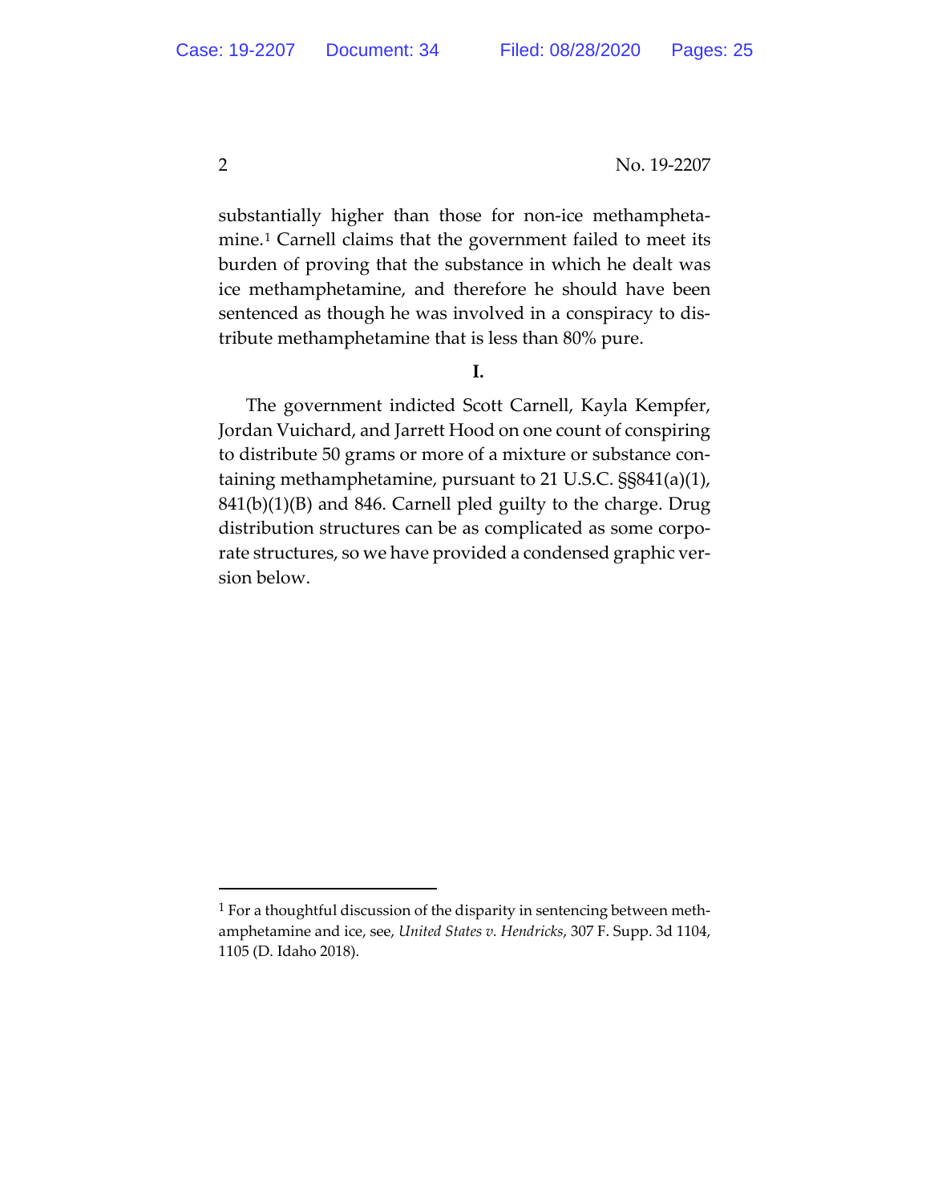substantially higher than those for non-ice methamphetamine.[1] Carnell claims that the government failed to meet its burden of proving that the substance in which he dealt was ice methamphetamine, and therefore he should have been sentenced as though he was involved in a conspiracy to distribute methamphetamine that is less than 80% pure.

**I.**

The government indicted Scott Carnell, Kayla Kempfer, Jordan Vuichard, and Jarrett Hood on one count of conspiring to distribute 50 grams or more of a mixture or substance containing methamphetamine, pursuant to 21 U.S.C. §§841(a)(1), 841(b)(1)(B) and 846. Carnell pled guilty to the charge. Drug distribution structures can be as complicated as some corporate structures, so we have provided a condensed graphic version below.

---

[1] For a thoughtful discussion of the disparity in sentencing between methamphetamine and ice, see, *United States v. Hendricks*, 307 F. Supp. 3d 1104, 1105 (D. Idaho 2018).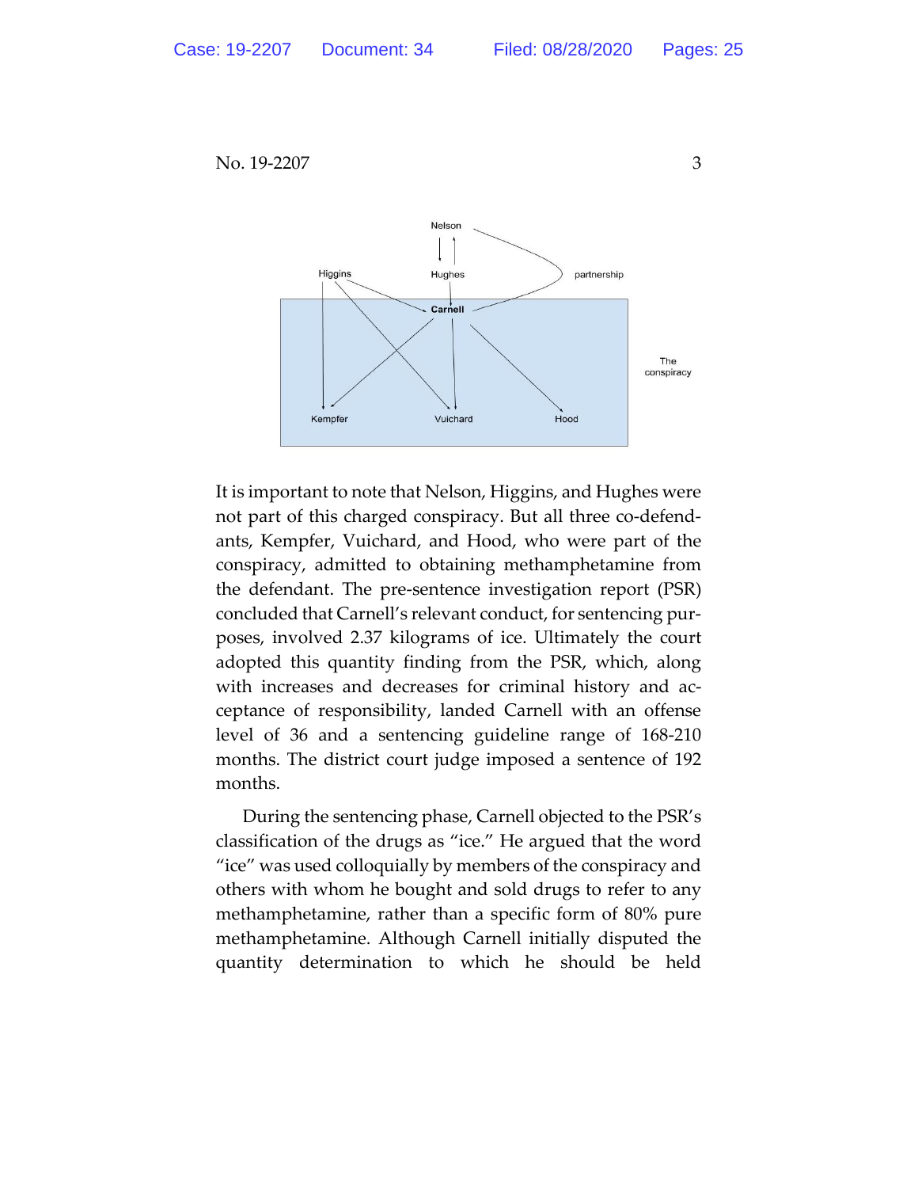It is important to note that Nelson, Higgins, and Hughes were not part of this charged conspiracy. But all three co-defendants, Kempfer, Vuichard, and Hood, who were part of the conspiracy, admitted to obtaining methamphetamine from the defendant. The pre-sentence investigation report (PSR) concluded that Carnell's relevant conduct, for sentencing purposes, involved 2.37 kilograms of ice. Ultimately the court adopted this quantity finding from the PSR, which, along with increases and decreases for criminal history and acceptance of responsibility, landed Carnell with an offense level of 36 and a sentencing guideline range of 168-210 months. The district court judge imposed a sentence of 192 months.

During the sentencing phase, Carnell objected to the PSR's classification of the drugs as "ice." He argued that the word "ice" was used colloquially by members of the conspiracy and others with whom he bought and sold drugs to refer to any methamphetamine, rather than a specific form of 80% pure methamphetamine. Although Carnell initially disputed the quantity determination to which he should be held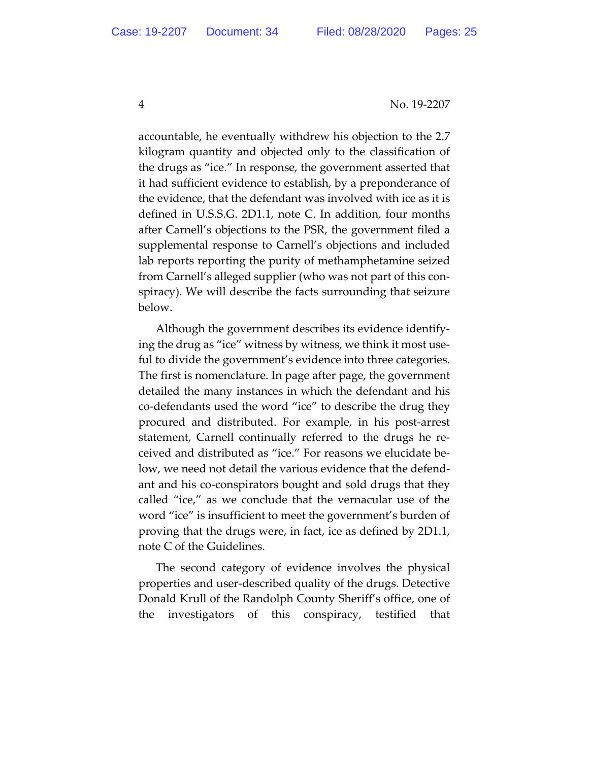accountable, he eventually withdrew his objection to the 2.7 kilogram quantity and objected only to the classification of the drugs as "ice." In response, the government asserted that it had sufficient evidence to establish, by a preponderance of the evidence, that the defendant was involved with ice as it is defined in U.S.S.G. 2D1.1, note C. In addition, four months after Carnell's objections to the PSR, the government filed a supplemental response to Carnell's objections and included lab reports reporting the purity of methamphetamine seized from Carnell's alleged supplier (who was not part of this conspiracy). We will describe the facts surrounding that seizure below.

Although the government describes its evidence identifying the drug as "ice" witness by witness, we think it most useful to divide the government's evidence into three categories. The first is nomenclature. In page after page, the government detailed the many instances in which the defendant and his co-defendants used the word "ice" to describe the drug they procured and distributed. For example, in his post-arrest statement, Carnell continually referred to the drugs he received and distributed as "ice." For reasons we elucidate below, we need not detail the various evidence that the defendant and his co-conspirators bought and sold drugs that they called "ice," as we conclude that the vernacular use of the word "ice" is insufficient to meet the government's burden of proving that the drugs were, in fact, ice as defined by 2D1.1, note C of the Guidelines.

The second category of evidence involves the physical properties and user-described quality of the drugs. Detective Donald Krull of the Randolph County Sheriff's office, one of the investigators of this conspiracy, testified that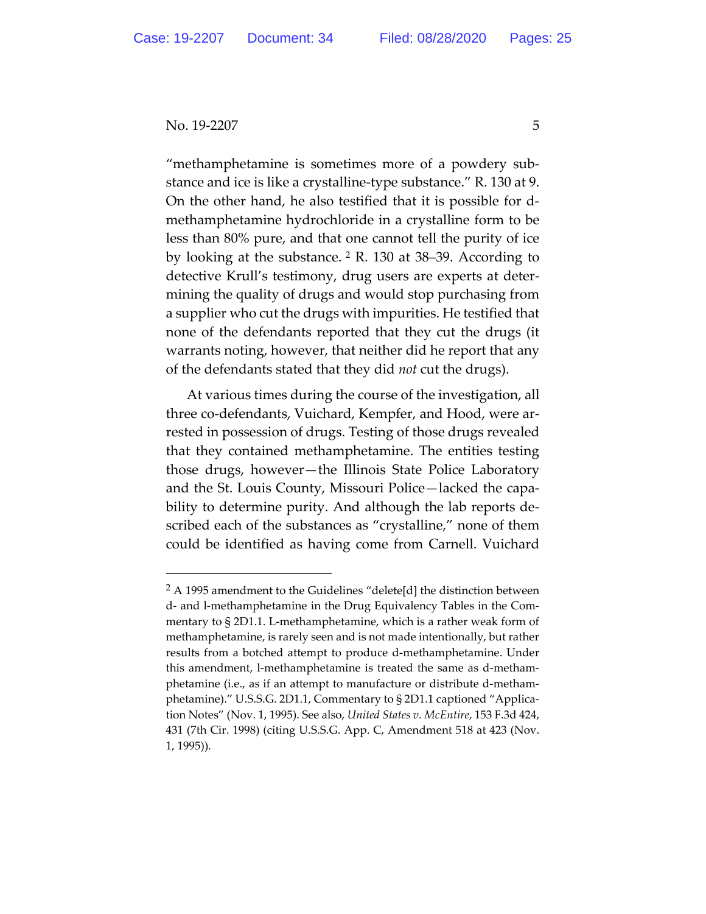"methamphetamine is sometimes more of a powdery substance and ice is like a crystalline-type substance." R. 130 at 9. On the other hand, he also testified that it is possible for d-methamphetamine hydrochloride in a crystalline form to be less than 80% pure, and that one cannot tell the purity of ice by looking at the substance. [2] R. 130 at 38–39. According to detective Krull's testimony, drug users are experts at determining the quality of drugs and would stop purchasing from a supplier who cut the drugs with impurities. He testified that none of the defendants reported that they cut the drugs (it warrants noting, however, that neither did he report that any of the defendants stated that they did *not* cut the drugs).

At various times during the course of the investigation, all three co-defendants, Vuichard, Kempfer, and Hood, were arrested in possession of drugs. Testing of those drugs revealed that they contained methamphetamine. The entities testing those drugs, however—the Illinois State Police Laboratory and the St. Louis County, Missouri Police—lacked the capability to determine purity. And although the lab reports described each of the substances as "crystalline," none of them could be identified as having come from Carnell. Vuichard

[2] A 1995 amendment to the Guidelines "delete[d] the distinction between d- and l-methamphetamine in the Drug Equivalency Tables in the Commentary to § 2D1.1. L-methamphetamine, which is a rather weak form of methamphetamine, is rarely seen and is not made intentionally, but rather results from a botched attempt to produce d-methamphetamine. Under this amendment, l-methamphetamine is treated the same as d-methamphetamine (i.e., as if an attempt to manufacture or distribute d-methamphetamine)." U.S.S.G. 2D1.1, Commentary to § 2D1.1 captioned "Application Notes" (Nov. 1, 1995). See also, *United States v. McEntire*, 153 F.3d 424, 431 (7th Cir. 1998) (citing U.S.S.G. App. C, Amendment 518 at 423 (Nov. 1, 1995)).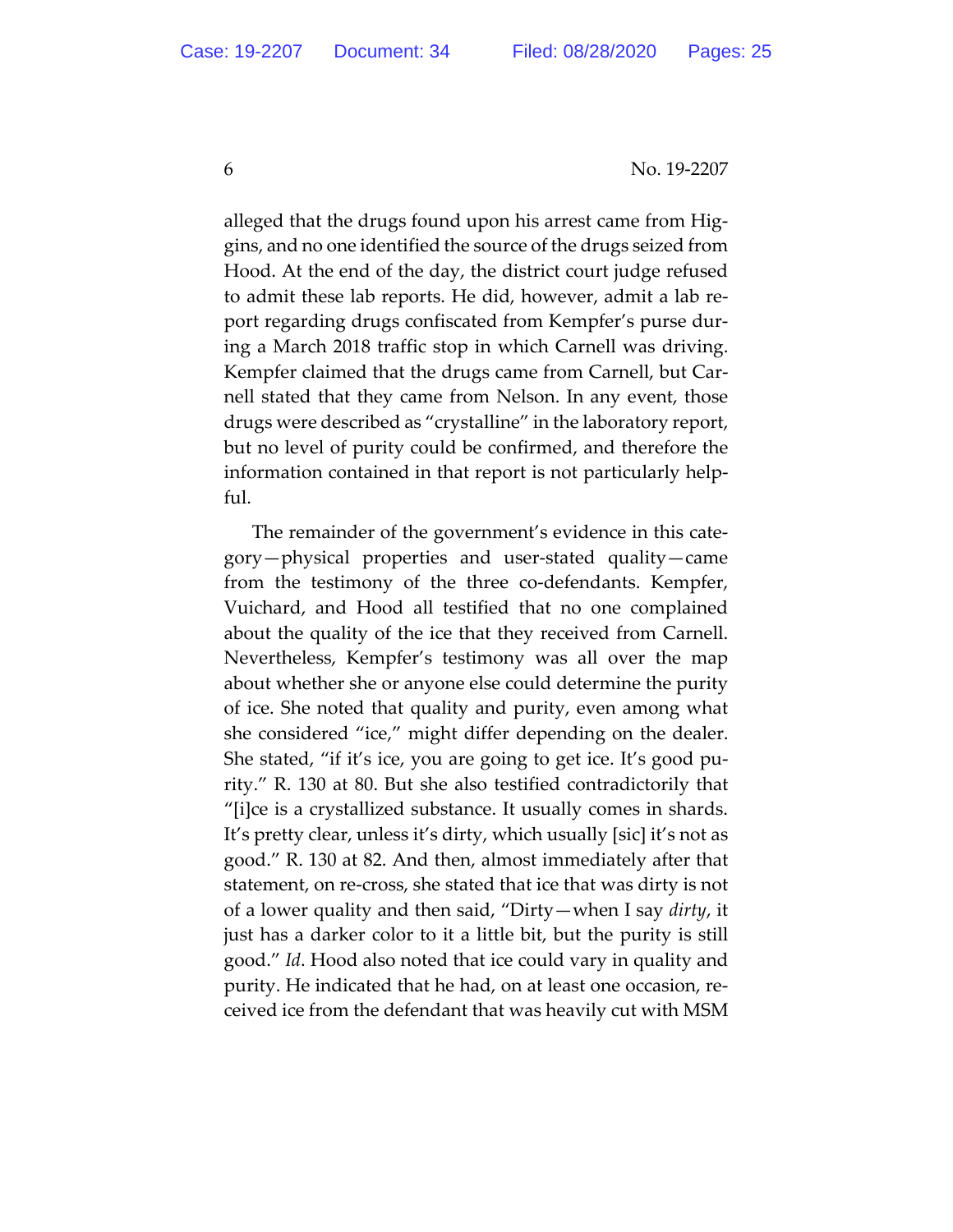alleged that the drugs found upon his arrest came from Higgins, and no one identified the source of the drugs seized from Hood. At the end of the day, the district court judge refused to admit these lab reports. He did, however, admit a lab report regarding drugs confiscated from Kempfer's purse during a March 2018 traffic stop in which Carnell was driving. Kempfer claimed that the drugs came from Carnell, but Carnell stated that they came from Nelson. In any event, those drugs were described as "crystalline" in the laboratory report, but no level of purity could be confirmed, and therefore the information contained in that report is not particularly helpful.

The remainder of the government's evidence in this category—physical properties and user-stated quality—came from the testimony of the three co-defendants. Kempfer, Vuichard, and Hood all testified that no one complained about the quality of the ice that they received from Carnell. Nevertheless, Kempfer's testimony was all over the map about whether she or anyone else could determine the purity of ice. She noted that quality and purity, even among what she considered "ice," might differ depending on the dealer. She stated, "if it's ice, you are going to get ice. It's good purity." R. 130 at 80. But she also testified contradictorily that "[i]ce is a crystallized substance. It usually comes in shards. It's pretty clear, unless it's dirty, which usually [sic] it's not as good." R. 130 at 82. And then, almost immediately after that statement, on re-cross, she stated that ice that was dirty is not of a lower quality and then said, "Dirty—when I say *dirty*, it just has a darker color to it a little bit, but the purity is still good." *Id*. Hood also noted that ice could vary in quality and purity. He indicated that he had, on at least one occasion, received ice from the defendant that was heavily cut with MSM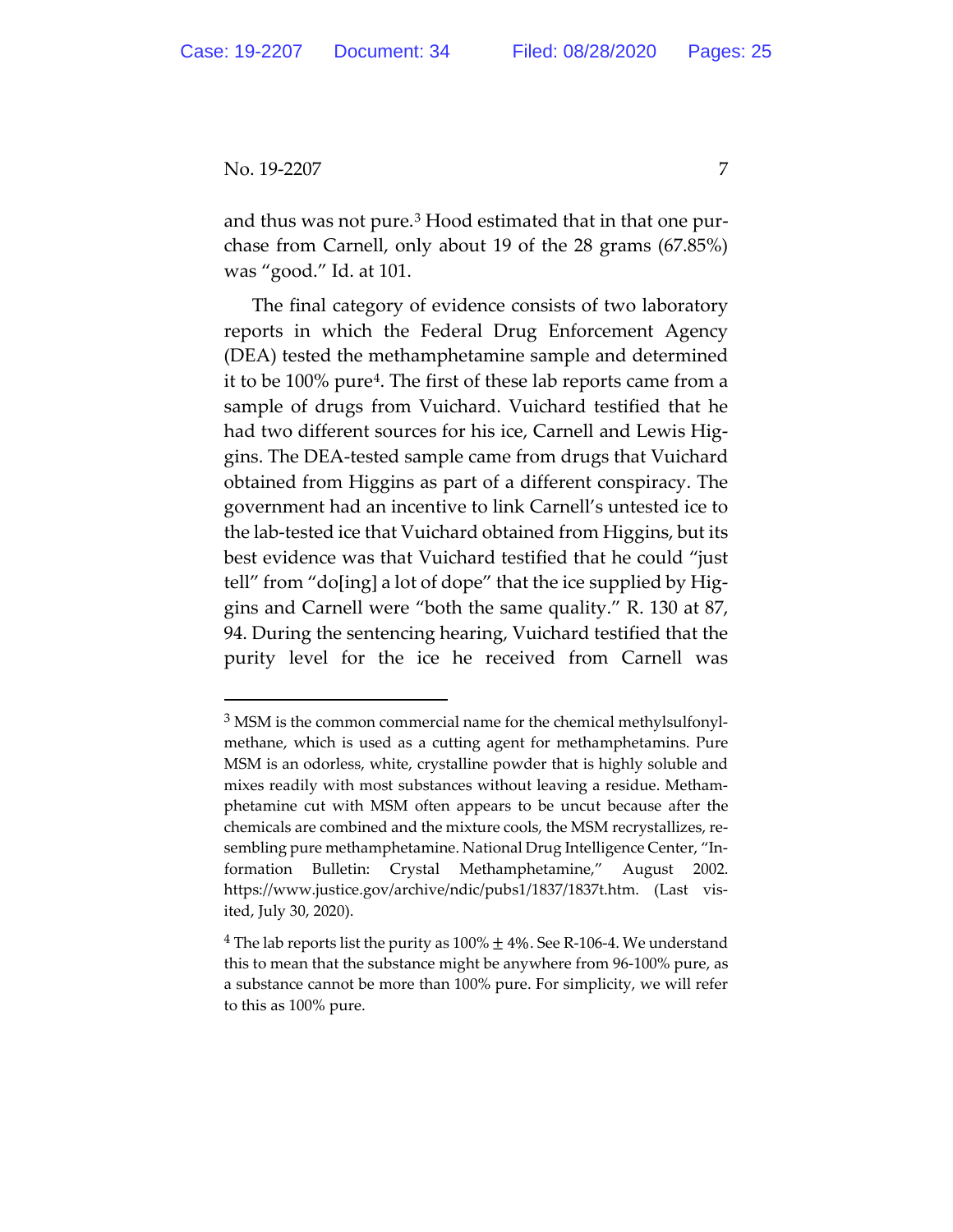and thus was not pure.[3] Hood estimated that in that one purchase from Carnell, only about 19 of the 28 grams (67.85%) was "good." Id. at 101.

The final category of evidence consists of two laboratory reports in which the Federal Drug Enforcement Agency (DEA) tested the methamphetamine sample and determined it to be 100% pure[4]. The first of these lab reports came from a sample of drugs from Vuichard. Vuichard testified that he had two different sources for his ice, Carnell and Lewis Higgins. The DEA-tested sample came from drugs that Vuichard obtained from Higgins as part of a different conspiracy. The government had an incentive to link Carnell's untested ice to the lab-tested ice that Vuichard obtained from Higgins, but its best evidence was that Vuichard testified that he could "just tell" from "do[ing] a lot of dope" that the ice supplied by Higgins and Carnell were "both the same quality." R. 130 at 87, 94. During the sentencing hearing, Vuichard testified that the purity level for the ice he received from Carnell was

---

[3] MSM is the common commercial name for the chemical methylsulfonylmethane, which is used as a cutting agent for methamphetamins. Pure MSM is an odorless, white, crystalline powder that is highly soluble and mixes readily with most substances without leaving a residue. Methamphetamine cut with MSM often appears to be uncut because after the chemicals are combined and the mixture cools, the MSM recrystallizes, resembling pure methamphetamine. National Drug Intelligence Center, "Information Bulletin: Crystal Methamphetamine," August 2002. https://www.justice.gov/archive/ndic/pubs1/1837/1837t.htm. (Last visited, July 30, 2020).

[4] The lab reports list the purity as $100\% \pm 4\%$. See R-106-4. We understand this to mean that the substance might be anywhere from 96-100% pure, as a substance cannot be more than 100% pure. For simplicity, we will refer to this as 100% pure.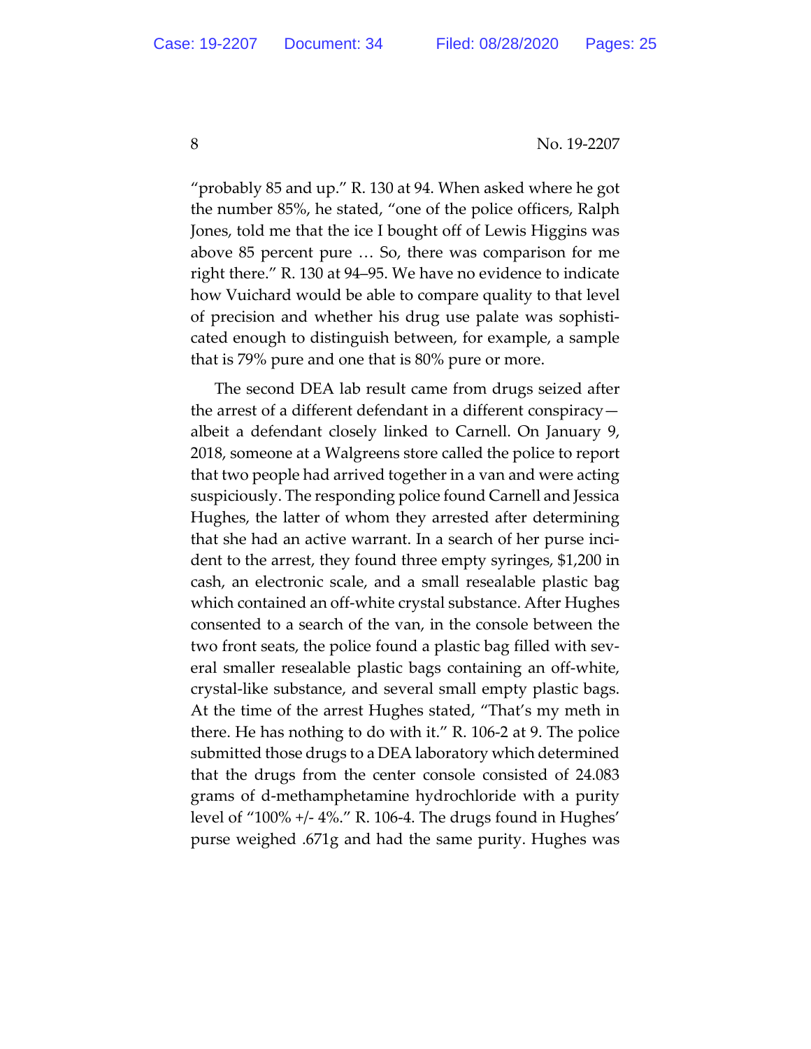"probably 85 and up." R. 130 at 94. When asked where he got the number 85%, he stated, "one of the police officers, Ralph Jones, told me that the ice I bought off of Lewis Higgins was above 85 percent pure … So, there was comparison for me right there." R. 130 at 94–95. We have no evidence to indicate how Vuichard would be able to compare quality to that level of precision and whether his drug use palate was sophisticated enough to distinguish between, for example, a sample that is 79% pure and one that is 80% pure or more.

The second DEA lab result came from drugs seized after the arrest of a different defendant in a different conspiracy—albeit a defendant closely linked to Carnell. On January 9, 2018, someone at a Walgreens store called the police to report that two people had arrived together in a van and were acting suspiciously. The responding police found Carnell and Jessica Hughes, the latter of whom they arrested after determining that she had an active warrant. In a search of her purse incident to the arrest, they found three empty syringes, $1,200 in cash, an electronic scale, and a small resealable plastic bag which contained an off-white crystal substance. After Hughes consented to a search of the van, in the console between the two front seats, the police found a plastic bag filled with several smaller resealable plastic bags containing an off-white, crystal-like substance, and several small empty plastic bags. At the time of the arrest Hughes stated, "That's my meth in there. He has nothing to do with it." R. 106-2 at 9. The police submitted those drugs to a DEA laboratory which determined that the drugs from the center console consisted of 24.083 grams of d-methamphetamine hydrochloride with a purity level of "100% +/- 4%." R. 106-4. The drugs found in Hughes' purse weighed .671g and had the same purity. Hughes was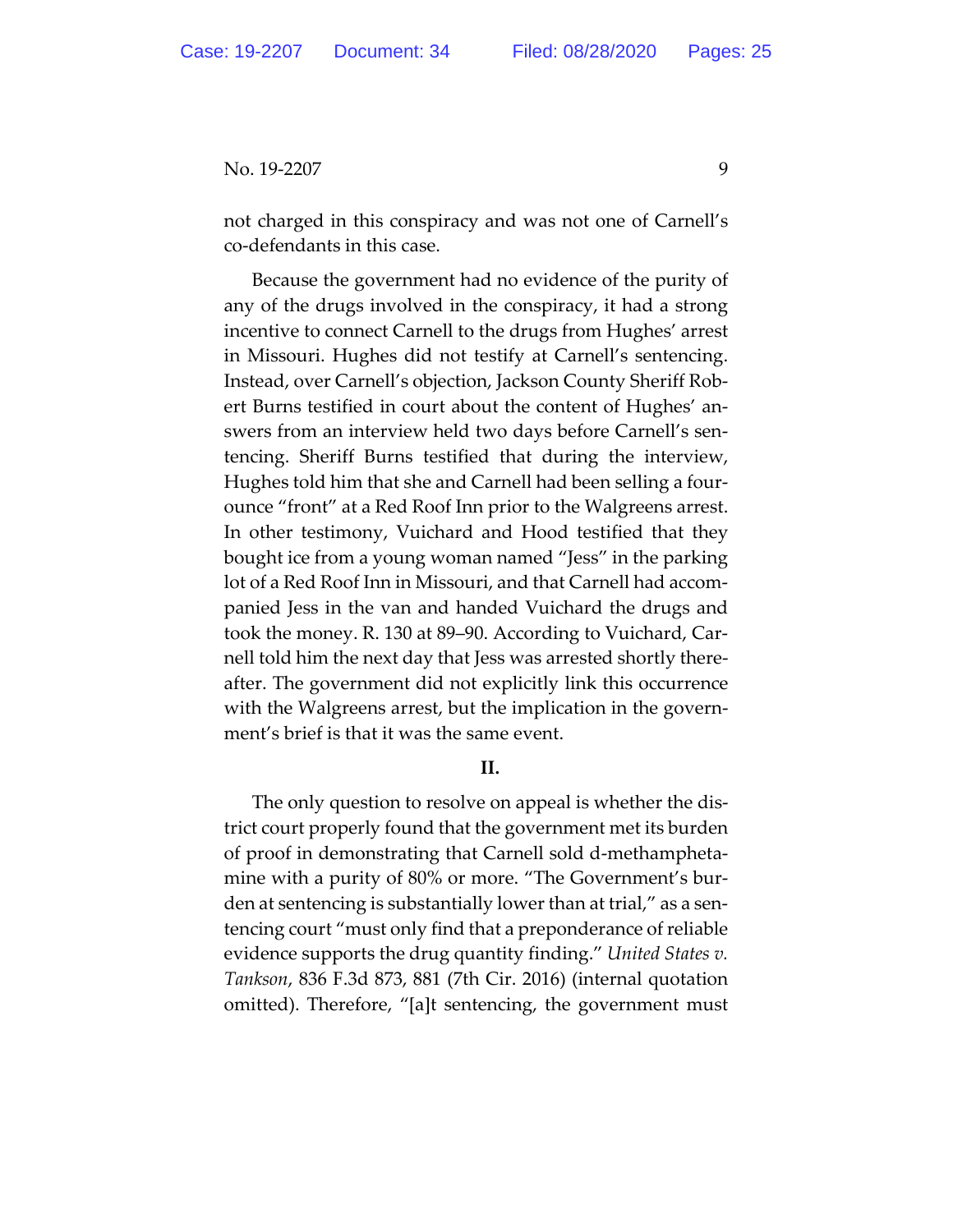not charged in this conspiracy and was not one of Carnell's co-defendants in this case.

Because the government had no evidence of the purity of any of the drugs involved in the conspiracy, it had a strong incentive to connect Carnell to the drugs from Hughes' arrest in Missouri. Hughes did not testify at Carnell's sentencing. Instead, over Carnell's objection, Jackson County Sheriff Robert Burns testified in court about the content of Hughes' answers from an interview held two days before Carnell's sentencing. Sheriff Burns testified that during the interview, Hughes told him that she and Carnell had been selling a four-ounce "front" at a Red Roof Inn prior to the Walgreens arrest. In other testimony, Vuichard and Hood testified that they bought ice from a young woman named "Jess" in the parking lot of a Red Roof Inn in Missouri, and that Carnell had accompanied Jess in the van and handed Vuichard the drugs and took the money. R. 130 at 89–90. According to Vuichard, Carnell told him the next day that Jess was arrested shortly thereafter. The government did not explicitly link this occurrence with the Walgreens arrest, but the implication in the government's brief is that it was the same event.

## II.

The only question to resolve on appeal is whether the district court properly found that the government met its burden of proof in demonstrating that Carnell sold d-methamphetamine with a purity of 80% or more. "The Government's burden at sentencing is substantially lower than at trial," as a sentencing court "must only find that a preponderance of reliable evidence supports the drug quantity finding." *United States v. Tankson*, 836 F.3d 873, 881 (7th Cir. 2016) (internal quotation omitted). Therefore, "[a]t sentencing, the government must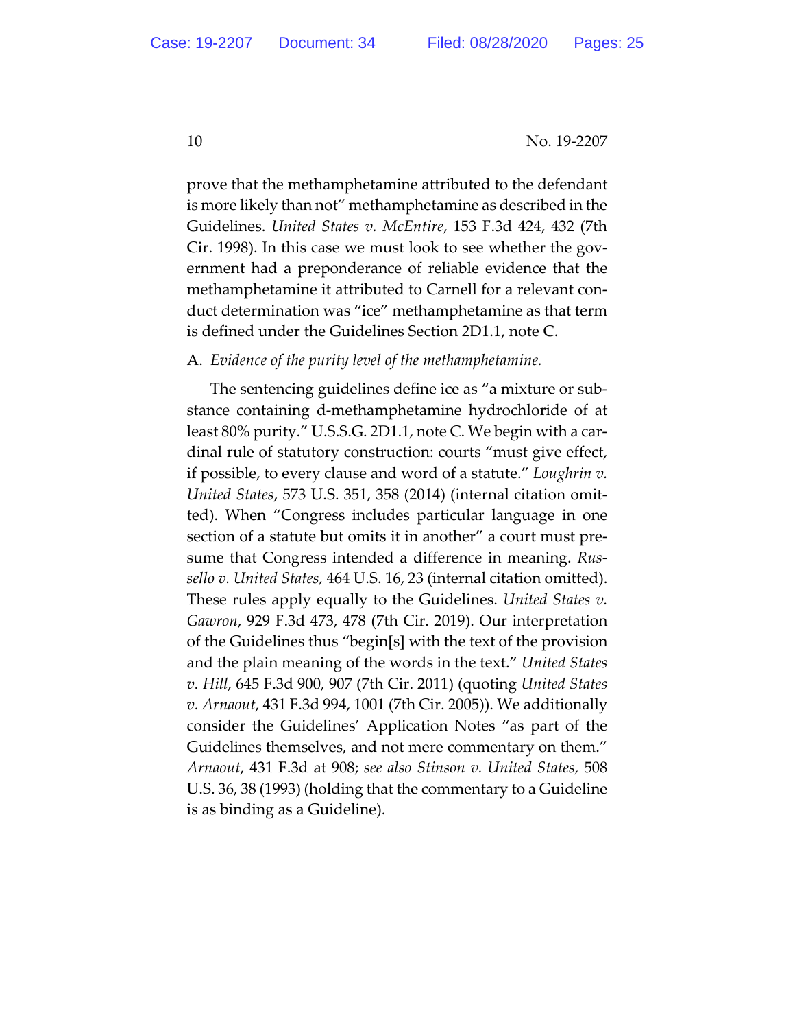prove that the methamphetamine attributed to the defendant is more likely than not" methamphetamine as described in the Guidelines. *United States v. McEntire*, 153 F.3d 424, 432 (7th Cir. 1998). In this case we must look to see whether the government had a preponderance of reliable evidence that the methamphetamine it attributed to Carnell for a relevant conduct determination was "ice" methamphetamine as that term is defined under the Guidelines Section 2D1.1, note C.

A. *Evidence of the purity level of the methamphetamine.*

The sentencing guidelines define ice as "a mixture or substance containing d-methamphetamine hydrochloride of at least 80% purity." U.S.S.G. 2D1.1, note C. We begin with a cardinal rule of statutory construction: courts "must give effect, if possible, to every clause and word of a statute." *Loughrin v. United States*, 573 U.S. 351, 358 (2014) (internal citation omitted). When "Congress includes particular language in one section of a statute but omits it in another" a court must presume that Congress intended a difference in meaning. *Russello v. United States,* 464 U.S. 16, 23 (internal citation omitted). These rules apply equally to the Guidelines. *United States v. Gawron*, 929 F.3d 473, 478 (7th Cir. 2019). Our interpretation of the Guidelines thus "begin[s] with the text of the provision and the plain meaning of the words in the text." *United States v. Hill*, 645 F.3d 900, 907 (7th Cir. 2011) (quoting *United States v. Arnaout*, 431 F.3d 994, 1001 (7th Cir. 2005)). We additionally consider the Guidelines' Application Notes "as part of the Guidelines themselves, and not mere commentary on them." *Arnaout*, 431 F.3d at 908; *see also Stinson v. United States,* 508 U.S. 36, 38 (1993) (holding that the commentary to a Guideline is as binding as a Guideline).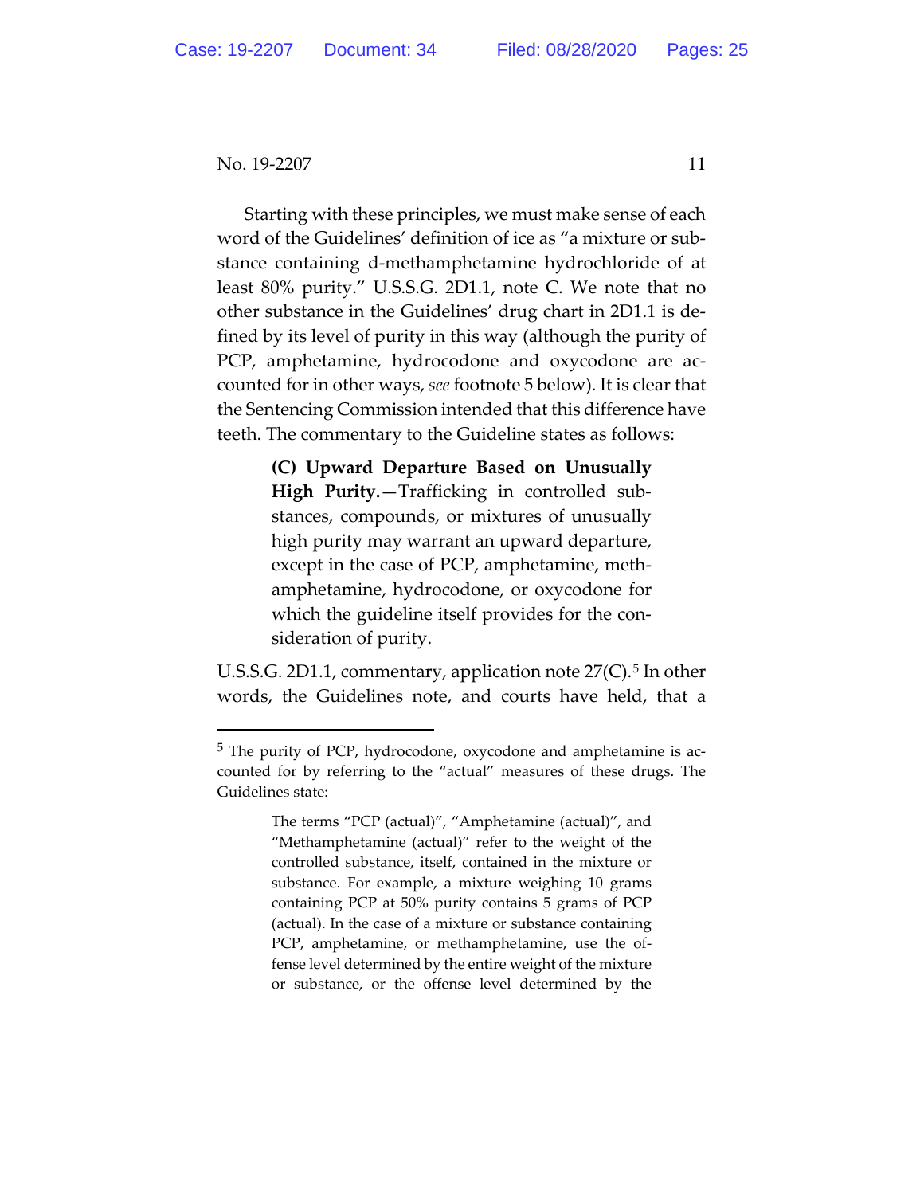Starting with these principles, we must make sense of each word of the Guidelines' definition of ice as "a mixture or substance containing d-methamphetamine hydrochloride of at least 80% purity." U.S.S.G. 2D1.1, note C. We note that no other substance in the Guidelines' drug chart in 2D1.1 is defined by its level of purity in this way (although the purity of PCP, amphetamine, hydrocodone and oxycodone are accounted for in other ways, *see* footnote 5 below). It is clear that the Sentencing Commission intended that this difference have teeth. The commentary to the Guideline states as follows:

> **(C) Upward Departure Based on Unusually High Purity.—**Trafficking in controlled substances, compounds, or mixtures of unusually high purity may warrant an upward departure, except in the case of PCP, amphetamine, methamphetamine, hydrocodone, or oxycodone for which the guideline itself provides for the consideration of purity.

U.S.S.G. 2D1.1, commentary, application note 27(C).[5] In other words, the Guidelines note, and courts have held, that a

---

[5] The purity of PCP, hydrocodone, oxycodone and amphetamine is accounted for by referring to the "actual" measures of these drugs. The Guidelines state:

> The terms "PCP (actual)", "Amphetamine (actual)", and "Methamphetamine (actual)" refer to the weight of the controlled substance, itself, contained in the mixture or substance. For example, a mixture weighing 10 grams containing PCP at 50% purity contains 5 grams of PCP (actual). In the case of a mixture or substance containing PCP, amphetamine, or methamphetamine, use the offense level determined by the entire weight of the mixture or substance, or the offense level determined by the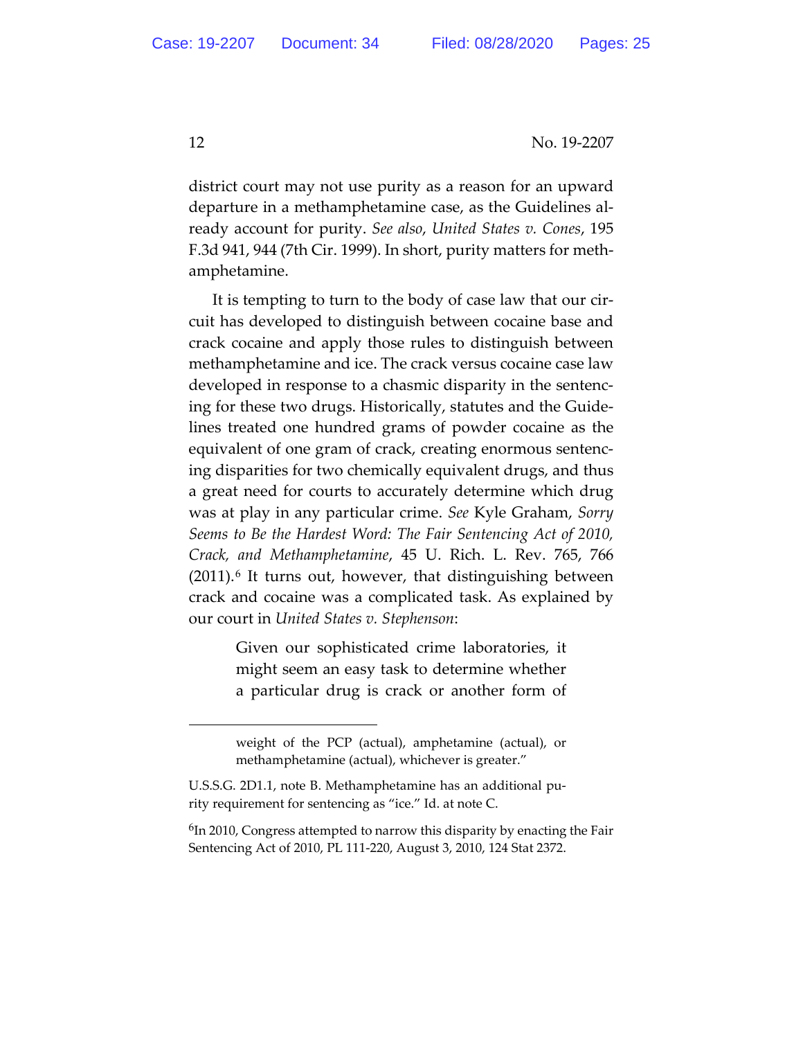district court may not use purity as a reason for an upward departure in a methamphetamine case, as the Guidelines already account for purity. *See also*, *United States v. Cones*, 195 F.3d 941, 944 (7th Cir. 1999). In short, purity matters for methamphetamine.

It is tempting to turn to the body of case law that our circuit has developed to distinguish between cocaine base and crack cocaine and apply those rules to distinguish between methamphetamine and ice. The crack versus cocaine case law developed in response to a chasmic disparity in the sentencing for these two drugs. Historically, statutes and the Guidelines treated one hundred grams of powder cocaine as the equivalent of one gram of crack, creating enormous sentencing disparities for two chemically equivalent drugs, and thus a great need for courts to accurately determine which drug was at play in any particular crime. *See* Kyle Graham, *Sorry Seems to Be the Hardest Word: The Fair Sentencing Act of 2010, Crack, and Methamphetamine*, 45 U. Rich. L. Rev. 765, 766 (2011).[6] It turns out, however, that distinguishing between crack and cocaine was a complicated task. As explained by our court in *United States v. Stephenson*:

> Given our sophisticated crime laboratories, it might seem an easy task to determine whether a particular drug is crack or another form of

---

> weight of the PCP (actual), amphetamine (actual), or methamphetamine (actual), whichever is greater."

U.S.S.G. 2D1.1, note B. Methamphetamine has an additional purity requirement for sentencing as "ice." Id. at note C.

[6] In 2010, Congress attempted to narrow this disparity by enacting the Fair Sentencing Act of 2010, PL 111-220, August 3, 2010, 124 Stat 2372.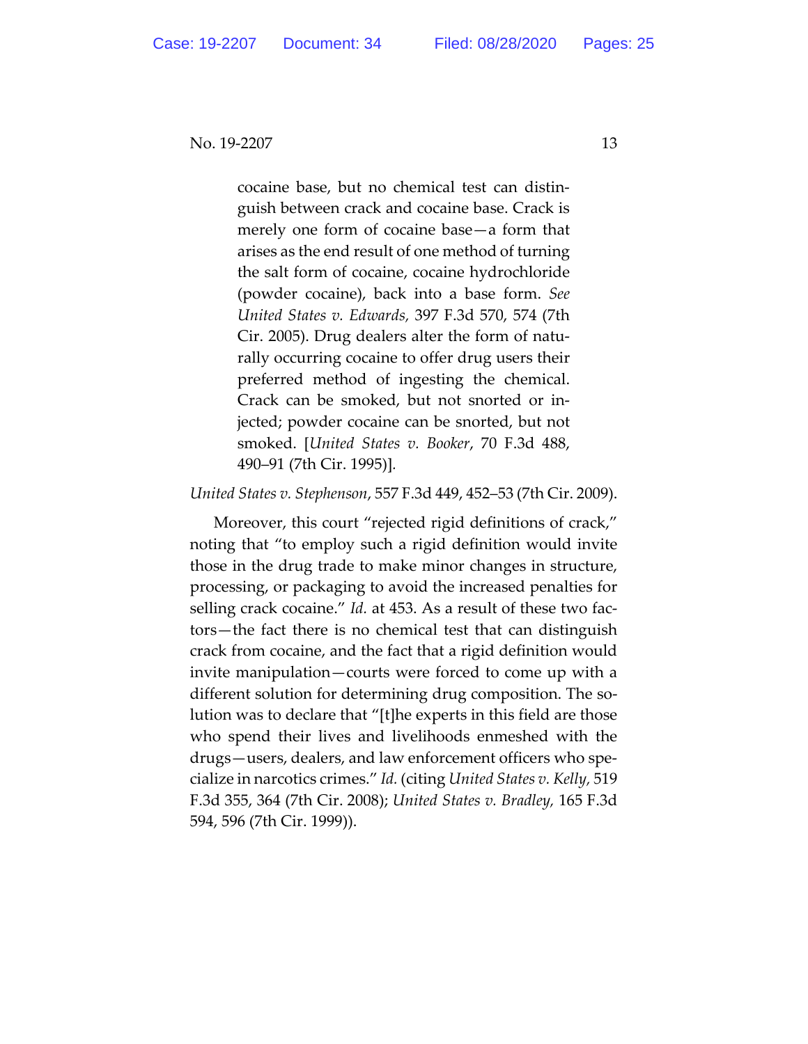> cocaine base, but no chemical test can distinguish between crack and cocaine base. Crack is merely one form of cocaine base—a form that arises as the end result of one method of turning the salt form of cocaine, cocaine hydrochloride (powder cocaine), back into a base form. *See United States v. Edwards*, 397 F.3d 570, 574 (7th Cir. 2005). Drug dealers alter the form of naturally occurring cocaine to offer drug users their preferred method of ingesting the chemical. Crack can be smoked, but not snorted or injected; powder cocaine can be snorted, but not smoked. [*United States v. Booker*, 70 F.3d 488, 490–91 (7th Cir. 1995)].

*United States v. Stephenson*, 557 F.3d 449, 452–53 (7th Cir. 2009).

Moreover, this court "rejected rigid definitions of crack," noting that "to employ such a rigid definition would invite those in the drug trade to make minor changes in structure, processing, or packaging to avoid the increased penalties for selling crack cocaine." *Id.* at 453. As a result of these two factors—the fact there is no chemical test that can distinguish crack from cocaine, and the fact that a rigid definition would invite manipulation—courts were forced to come up with a different solution for determining drug composition. The solution was to declare that "[t]he experts in this field are those who spend their lives and livelihoods enmeshed with the drugs—users, dealers, and law enforcement officers who specialize in narcotics crimes." *Id.* (citing *United States v. Kelly*, 519 F.3d 355, 364 (7th Cir. 2008); *United States v. Bradley*, 165 F.3d 594, 596 (7th Cir. 1999)).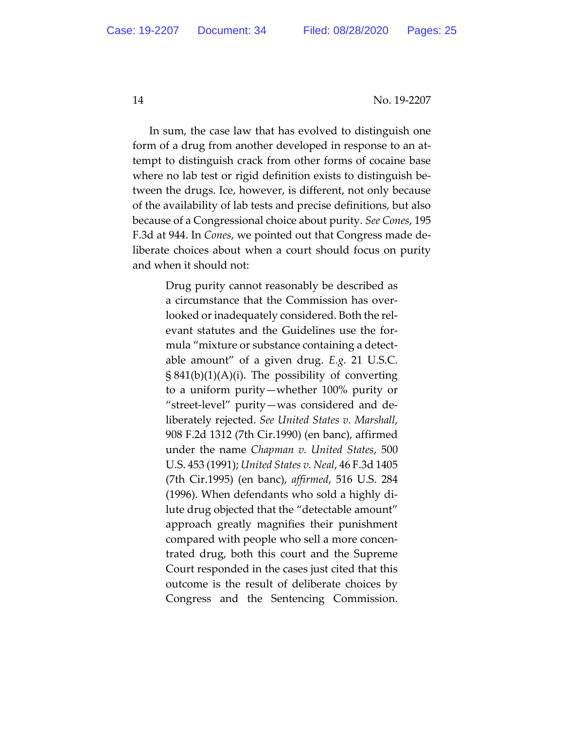In sum, the case law that has evolved to distinguish one form of a drug from another developed in response to an attempt to distinguish crack from other forms of cocaine base where no lab test or rigid definition exists to distinguish between the drugs. Ice, however, is different, not only because of the availability of lab tests and precise definitions, but also because of a Congressional choice about purity. *See Cones*, 195 F.3d at 944. In *Cones*, we pointed out that Congress made deliberate choices about when a court should focus on purity and when it should not:

> Drug purity cannot reasonably be described as a circumstance that the Commission has overlooked or inadequately considered. Both the relevant statutes and the Guidelines use the formula "mixture or substance containing a detectable amount" of a given drug. *E.g.* 21 U.S.C. § 841(b)(1)(A)(i). The possibility of converting to a uniform purity—whether 100% purity or "street-level" purity—was considered and deliberately rejected. *See United States v. Marshall*, 908 F.2d 1312 (7th Cir.1990) (en banc), affirmed under the name *Chapman v. United States*, 500 U.S. 453 (1991); *United States v. Neal*, 46 F.3d 1405 (7th Cir.1995) (en banc), *affirmed*, 516 U.S. 284 (1996). When defendants who sold a highly dilute drug objected that the "detectable amount" approach greatly magnifies their punishment compared with people who sell a more concentrated drug, both this court and the Supreme Court responded in the cases just cited that this outcome is the result of deliberate choices by Congress and the Sentencing Commission.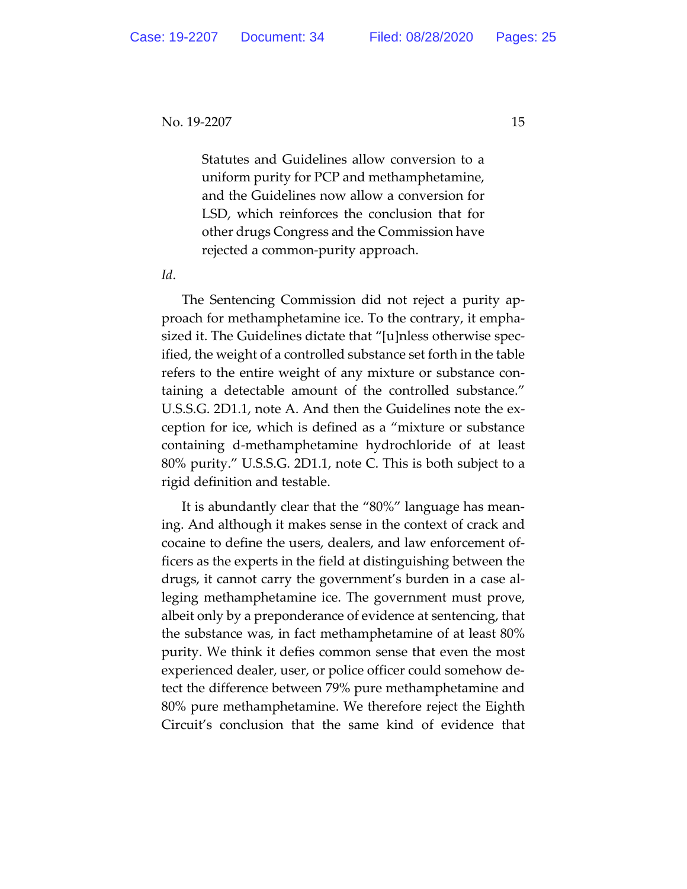> Statutes and Guidelines allow conversion to a uniform purity for PCP and methamphetamine, and the Guidelines now allow a conversion for LSD, which reinforces the conclusion that for other drugs Congress and the Commission have rejected a common-purity approach.

*Id*.

The Sentencing Commission did not reject a purity approach for methamphetamine ice. To the contrary, it emphasized it. The Guidelines dictate that "[u]nless otherwise specified, the weight of a controlled substance set forth in the table refers to the entire weight of any mixture or substance containing a detectable amount of the controlled substance." U.S.S.G. 2D1.1, note A. And then the Guidelines note the exception for ice, which is defined as a "mixture or substance containing d-methamphetamine hydrochloride of at least 80% purity." U.S.S.G. 2D1.1, note C. This is both subject to a rigid definition and testable.

It is abundantly clear that the "80%" language has meaning. And although it makes sense in the context of crack and cocaine to define the users, dealers, and law enforcement officers as the experts in the field at distinguishing between the drugs, it cannot carry the government's burden in a case alleging methamphetamine ice. The government must prove, albeit only by a preponderance of evidence at sentencing, that the substance was, in fact methamphetamine of at least 80% purity. We think it defies common sense that even the most experienced dealer, user, or police officer could somehow detect the difference between 79% pure methamphetamine and 80% pure methamphetamine. We therefore reject the Eighth Circuit's conclusion that the same kind of evidence that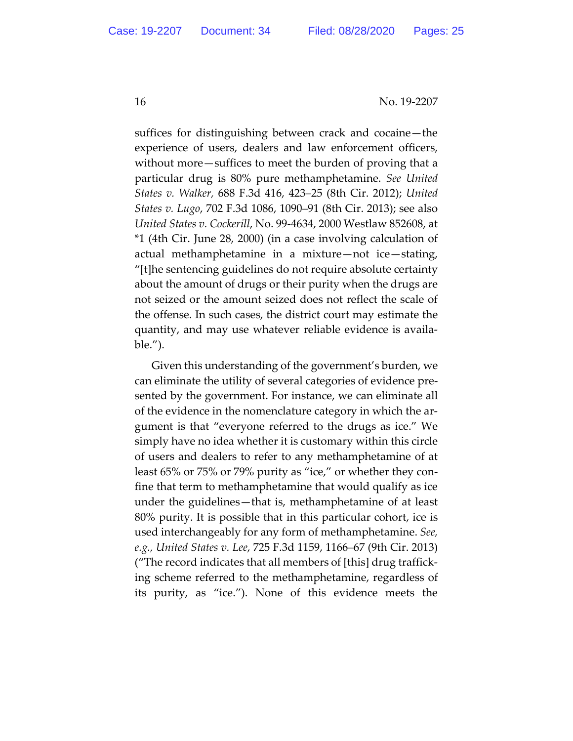suffices for distinguishing between crack and cocaine—the experience of users, dealers and law enforcement officers, without more—suffices to meet the burden of proving that a particular drug is 80% pure methamphetamine. *See United States v. Walker,* 688 F.3d 416, 423–25 (8th Cir. 2012); *United States v. Lugo*, 702 F.3d 1086, 1090–91 (8th Cir. 2013); see also *United States v. Cockerill*, No. 99-4634, 2000 Westlaw 852608, at *1 (4th Cir. June 28, 2000) (in a case involving calculation of actual methamphetamine in a mixture—not ice—stating, "[t]he sentencing guidelines do not require absolute certainty about the amount of drugs or their purity when the drugs are not seized or the amount seized does not reflect the scale of the offense. In such cases, the district court may estimate the quantity, and may use whatever reliable evidence is available.").

Given this understanding of the government's burden, we can eliminate the utility of several categories of evidence presented by the government. For instance, we can eliminate all of the evidence in the nomenclature category in which the argument is that "everyone referred to the drugs as ice." We simply have no idea whether it is customary within this circle of users and dealers to refer to any methamphetamine of at least 65% or 75% or 79% purity as "ice," or whether they confine that term to methamphetamine that would qualify as ice under the guidelines—that is, methamphetamine of at least 80% purity. It is possible that in this particular cohort, ice is used interchangeably for any form of methamphetamine. *See, e.g., United States v. Lee*, 725 F.3d 1159, 1166–67 (9th Cir. 2013) ("The record indicates that all members of [this] drug trafficking scheme referred to the methamphetamine, regardless of its purity, as "ice."). None of this evidence meets the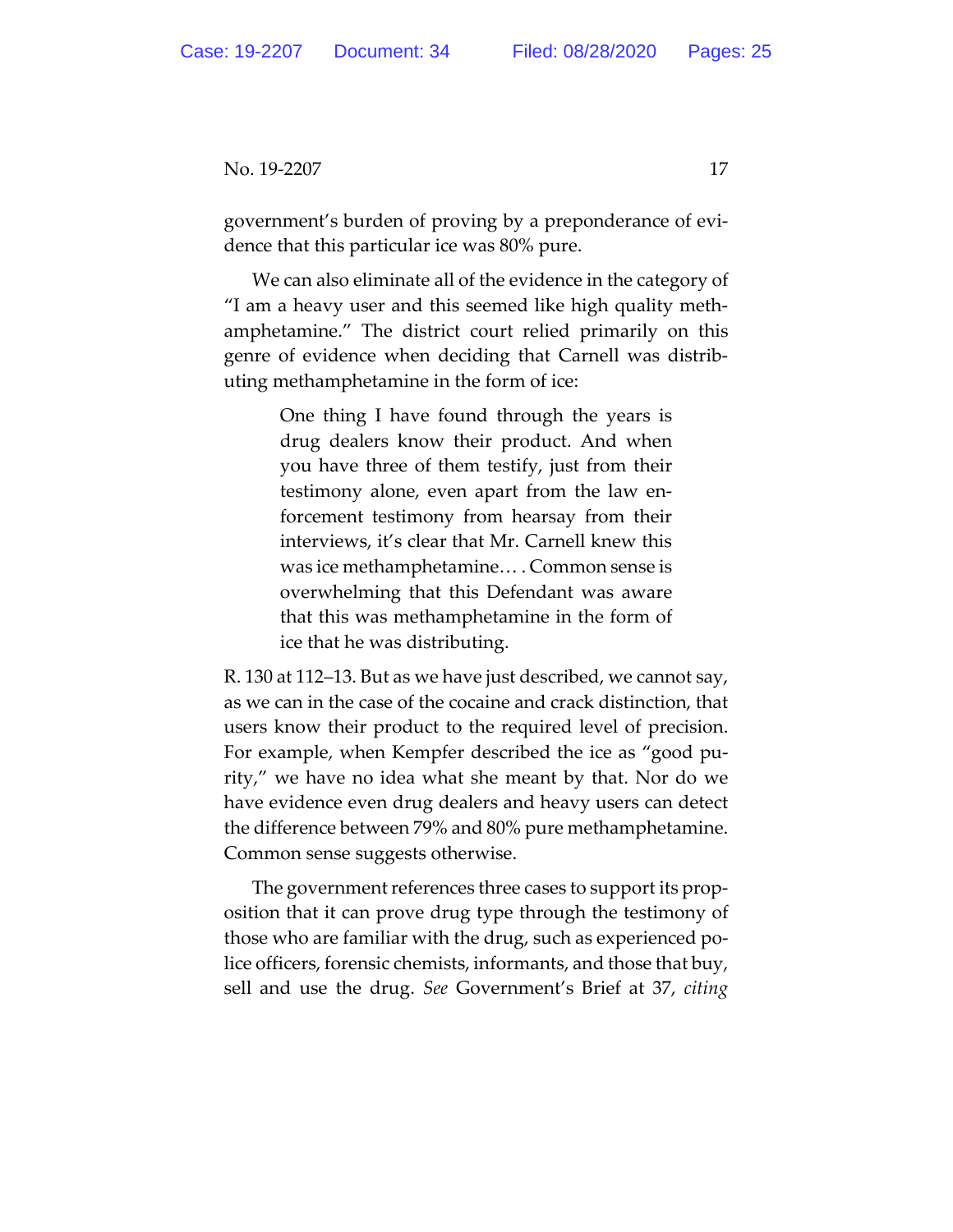government's burden of proving by a preponderance of evidence that this particular ice was 80% pure.

We can also eliminate all of the evidence in the category of "I am a heavy user and this seemed like high quality methamphetamine." The district court relied primarily on this genre of evidence when deciding that Carnell was distributing methamphetamine in the form of ice:

> One thing I have found through the years is drug dealers know their product. And when you have three of them testify, just from their testimony alone, even apart from the law enforcement testimony from hearsay from their interviews, it's clear that Mr. Carnell knew this was ice methamphetamine… . Common sense is overwhelming that this Defendant was aware that this was methamphetamine in the form of ice that he was distributing.

R. 130 at 112–13. But as we have just described, we cannot say, as we can in the case of the cocaine and crack distinction, that users know their product to the required level of precision. For example, when Kempfer described the ice as "good purity," we have no idea what she meant by that. Nor do we have evidence even drug dealers and heavy users can detect the difference between 79% and 80% pure methamphetamine. Common sense suggests otherwise.

The government references three cases to support its proposition that it can prove drug type through the testimony of those who are familiar with the drug, such as experienced police officers, forensic chemists, informants, and those that buy, sell and use the drug. *See* Government's Brief at 37, *citing*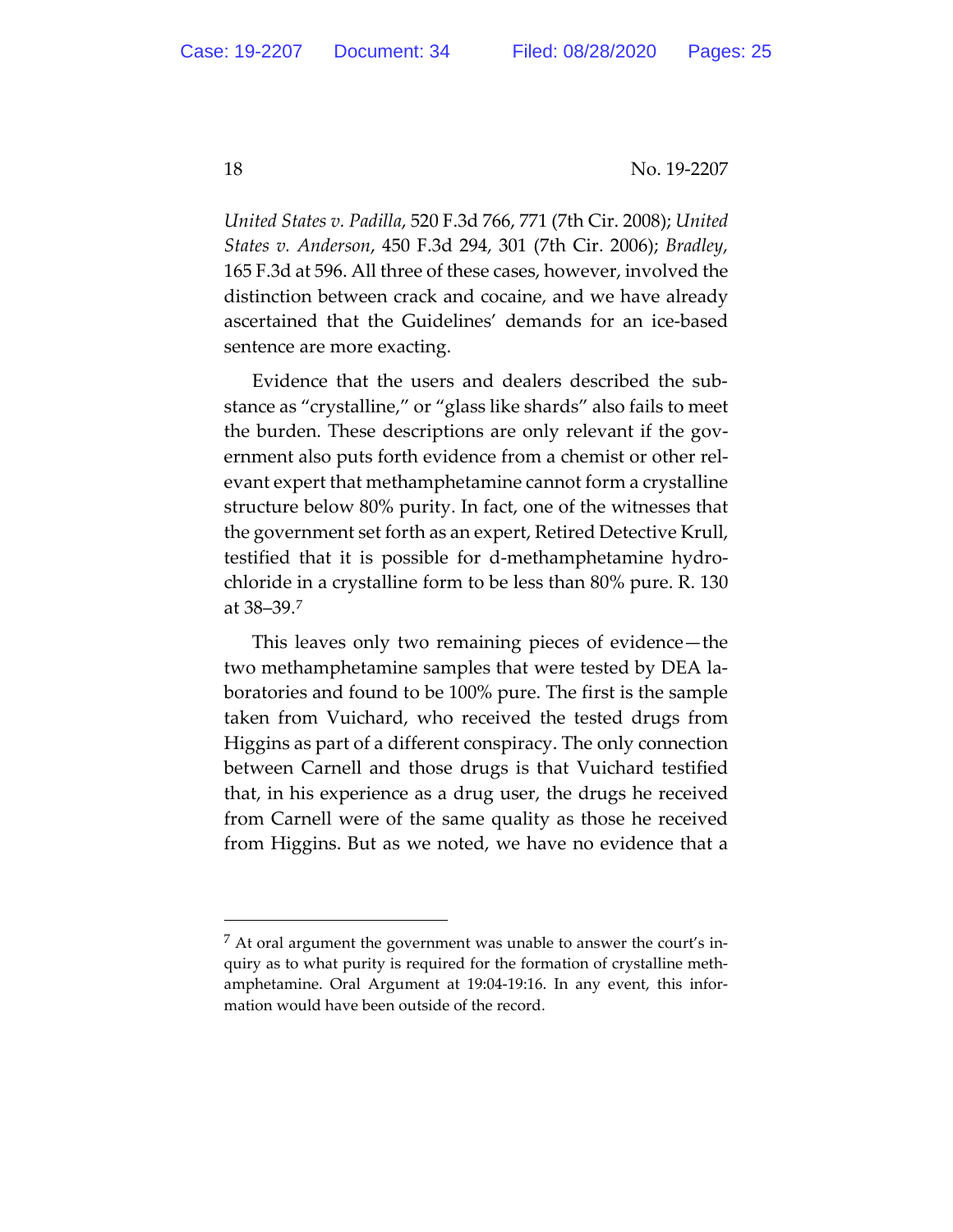*United States v. Padilla*, 520 F.3d 766, 771 (7th Cir. 2008); *United States v. Anderson*, 450 F.3d 294, 301 (7th Cir. 2006); *Bradley*, 165 F.3d at 596. All three of these cases, however, involved the distinction between crack and cocaine, and we have already ascertained that the Guidelines' demands for an ice-based sentence are more exacting.

Evidence that the users and dealers described the substance as "crystalline," or "glass like shards" also fails to meet the burden. These descriptions are only relevant if the government also puts forth evidence from a chemist or other relevant expert that methamphetamine cannot form a crystalline structure below 80% purity. In fact, one of the witnesses that the government set forth as an expert, Retired Detective Krull, testified that it is possible for d-methamphetamine hydrochloride in a crystalline form to be less than 80% pure. R. 130 at 38–39.[7]

This leaves only two remaining pieces of evidence—the two methamphetamine samples that were tested by DEA laboratories and found to be 100% pure. The first is the sample taken from Vuichard, who received the tested drugs from Higgins as part of a different conspiracy. The only connection between Carnell and those drugs is that Vuichard testified that, in his experience as a drug user, the drugs he received from Carnell were of the same quality as those he received from Higgins. But as we noted, we have no evidence that a

---

[7] At oral argument the government was unable to answer the court's inquiry as to what purity is required for the formation of crystalline methamphetamine. Oral Argument at 19:04-19:16. In any event, this information would have been outside of the record.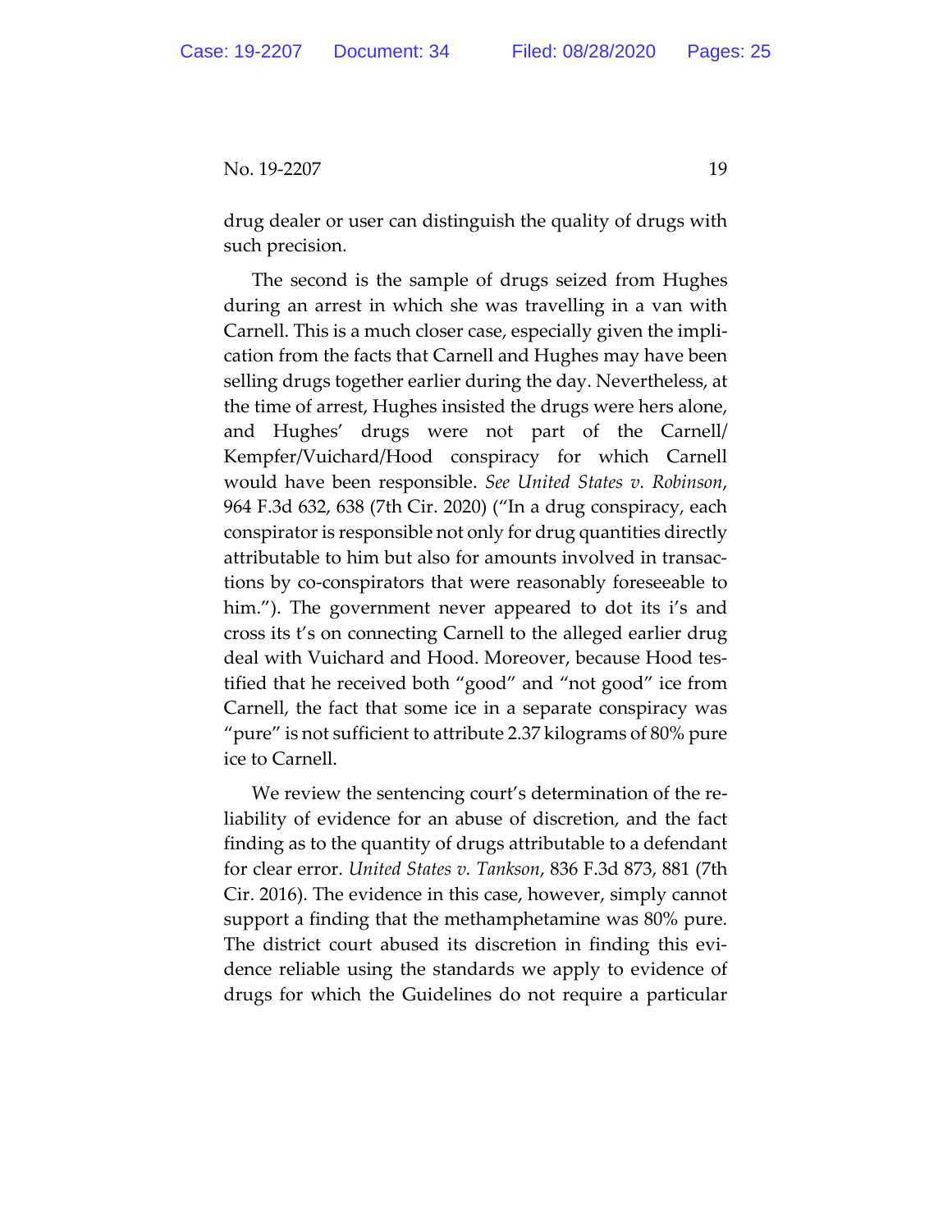drug dealer or user can distinguish the quality of drugs with such precision.

The second is the sample of drugs seized from Hughes during an arrest in which she was travelling in a van with Carnell. This is a much closer case, especially given the implication from the facts that Carnell and Hughes may have been selling drugs together earlier during the day. Nevertheless, at the time of arrest, Hughes insisted the drugs were hers alone, and Hughes' drugs were not part of the Carnell/Kempfer/Vuichard/Hood conspiracy for which Carnell would have been responsible. *See United States v. Robinson*, 964 F.3d 632, 638 (7th Cir. 2020) ("In a drug conspiracy, each conspirator is responsible not only for drug quantities directly attributable to him but also for amounts involved in transactions by co-conspirators that were reasonably foreseeable to him."). The government never appeared to dot its i's and cross its t's on connecting Carnell to the alleged earlier drug deal with Vuichard and Hood. Moreover, because Hood testified that he received both "good" and "not good" ice from Carnell, the fact that some ice in a separate conspiracy was "pure" is not sufficient to attribute 2.37 kilograms of 80% pure ice to Carnell.

We review the sentencing court's determination of the reliability of evidence for an abuse of discretion, and the fact finding as to the quantity of drugs attributable to a defendant for clear error. *United States v. Tankson*, 836 F.3d 873, 881 (7th Cir. 2016). The evidence in this case, however, simply cannot support a finding that the methamphetamine was 80% pure. The district court abused its discretion in finding this evidence reliable using the standards we apply to evidence of drugs for which the Guidelines do not require a particular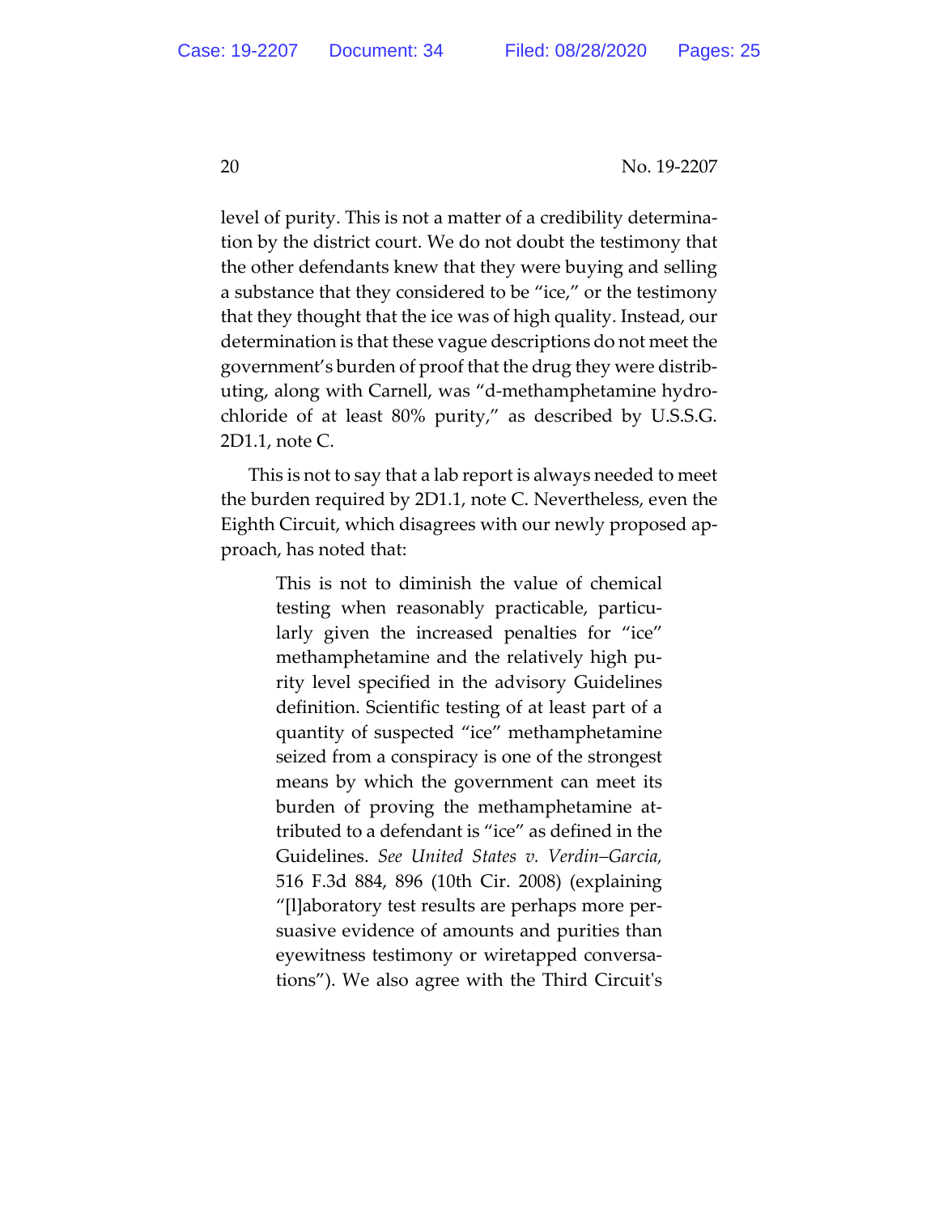level of purity. This is not a matter of a credibility determination by the district court. We do not doubt the testimony that the other defendants knew that they were buying and selling a substance that they considered to be "ice," or the testimony that they thought that the ice was of high quality. Instead, our determination is that these vague descriptions do not meet the government's burden of proof that the drug they were distributing, along with Carnell, was "d-methamphetamine hydrochloride of at least 80% purity," as described by U.S.S.G. 2D1.1, note C.

This is not to say that a lab report is always needed to meet the burden required by 2D1.1, note C. Nevertheless, even the Eighth Circuit, which disagrees with our newly proposed approach, has noted that:

> This is not to diminish the value of chemical testing when reasonably practicable, particularly given the increased penalties for "ice" methamphetamine and the relatively high purity level specified in the advisory Guidelines definition. Scientific testing of at least part of a quantity of suspected "ice" methamphetamine seized from a conspiracy is one of the strongest means by which the government can meet its burden of proving the methamphetamine attributed to a defendant is "ice" as defined in the Guidelines. *See United States v. Verdin–Garcia,* 516 F.3d 884, 896 (10th Cir. 2008) (explaining "[l]aboratory test results are perhaps more persuasive evidence of amounts and purities than eyewitness testimony or wiretapped conversations"). We also agree with the Third Circuit's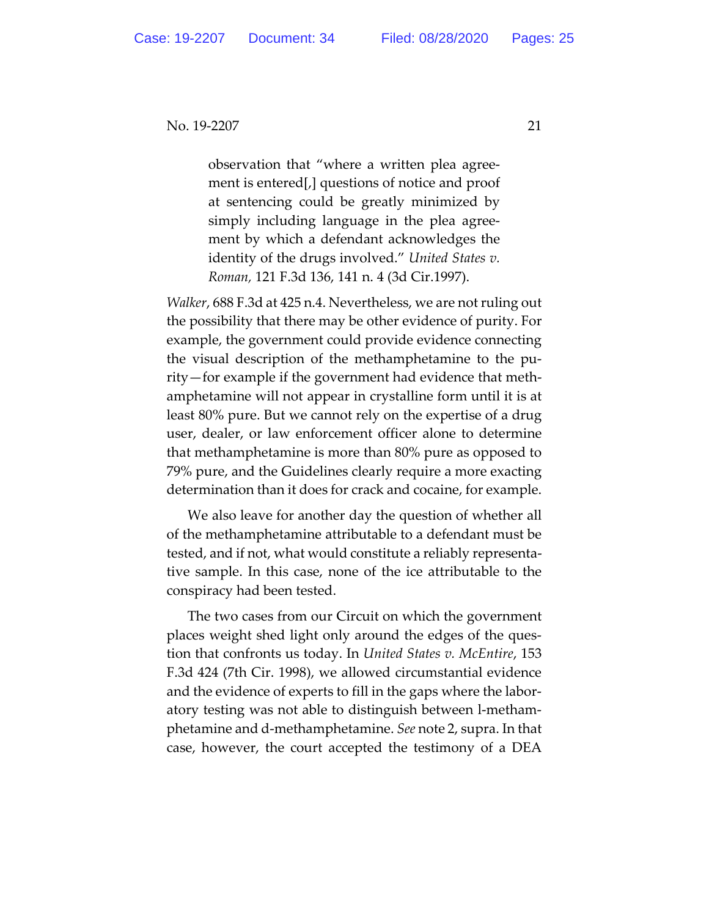> observation that "where a written plea agreement is entered[,] questions of notice and proof at sentencing could be greatly minimized by simply including language in the plea agreement by which a defendant acknowledges the identity of the drugs involved." *United States v. Roman,* 121 F.3d 136, 141 n. 4 (3d Cir.1997).

*Walker*, 688 F.3d at 425 n.4. Nevertheless, we are not ruling out the possibility that there may be other evidence of purity. For example, the government could provide evidence connecting the visual description of the methamphetamine to the purity—for example if the government had evidence that methamphetamine will not appear in crystalline form until it is at least 80% pure. But we cannot rely on the expertise of a drug user, dealer, or law enforcement officer alone to determine that methamphetamine is more than 80% pure as opposed to 79% pure, and the Guidelines clearly require a more exacting determination than it does for crack and cocaine, for example.

We also leave for another day the question of whether all of the methamphetamine attributable to a defendant must be tested, and if not, what would constitute a reliably representative sample. In this case, none of the ice attributable to the conspiracy had been tested.

The two cases from our Circuit on which the government places weight shed light only around the edges of the question that confronts us today. In *United States v. McEntire*, 153 F.3d 424 (7th Cir. 1998), we allowed circumstantial evidence and the evidence of experts to fill in the gaps where the laboratory testing was not able to distinguish between l-methamphetamine and d-methamphetamine. *See* note 2, supra. In that case, however, the court accepted the testimony of a DEA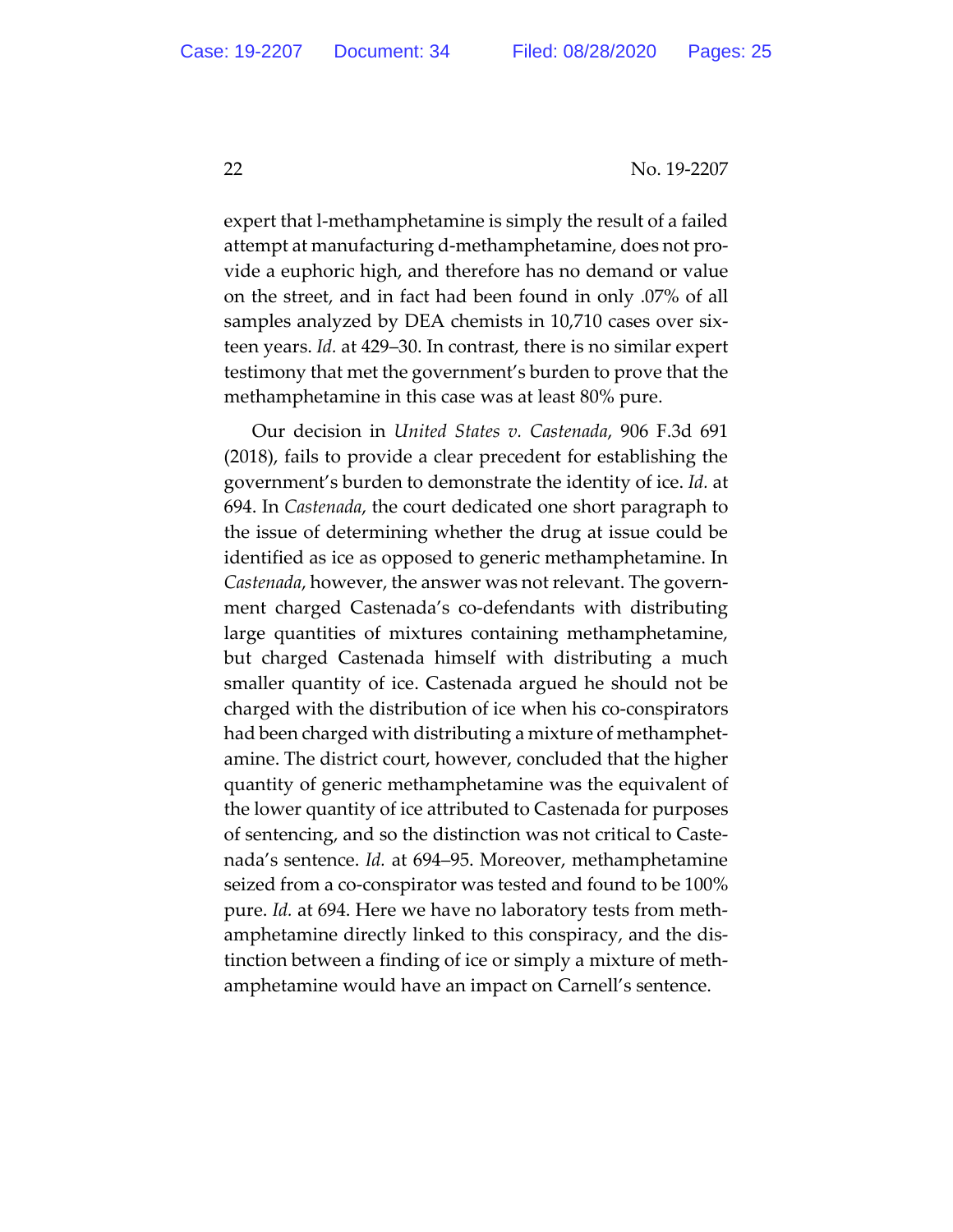expert that l-methamphetamine is simply the result of a failed attempt at manufacturing d-methamphetamine, does not provide a euphoric high, and therefore has no demand or value on the street, and in fact had been found in only .07% of all samples analyzed by DEA chemists in 10,710 cases over sixteen years. *Id.* at 429–30. In contrast, there is no similar expert testimony that met the government's burden to prove that the methamphetamine in this case was at least 80% pure.

Our decision in *United States v. Castenada*, 906 F.3d 691 (2018), fails to provide a clear precedent for establishing the government's burden to demonstrate the identity of ice. *Id.* at 694. In *Castenada*, the court dedicated one short paragraph to the issue of determining whether the drug at issue could be identified as ice as opposed to generic methamphetamine. In *Castenada*, however, the answer was not relevant. The government charged Castenada's co-defendants with distributing large quantities of mixtures containing methamphetamine, but charged Castenada himself with distributing a much smaller quantity of ice. Castenada argued he should not be charged with the distribution of ice when his co-conspirators had been charged with distributing a mixture of methamphetamine. The district court, however, concluded that the higher quantity of generic methamphetamine was the equivalent of the lower quantity of ice attributed to Castenada for purposes of sentencing, and so the distinction was not critical to Castenada's sentence. *Id.* at 694–95. Moreover, methamphetamine seized from a co-conspirator was tested and found to be 100% pure. *Id.* at 694. Here we have no laboratory tests from methamphetamine directly linked to this conspiracy, and the distinction between a finding of ice or simply a mixture of methamphetamine would have an impact on Carnell's sentence.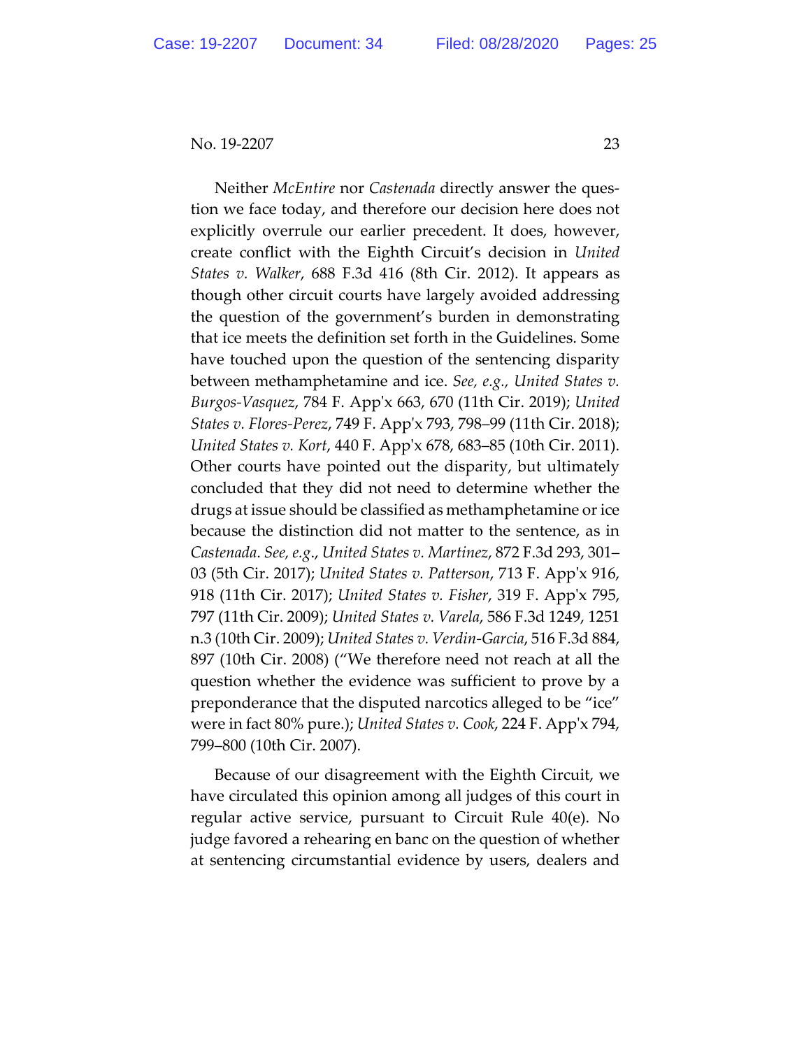Neither *McEntire* nor *Castenada* directly answer the question we face today, and therefore our decision here does not explicitly overrule our earlier precedent. It does, however, create conflict with the Eighth Circuit's decision in *United States v. Walker*, 688 F.3d 416 (8th Cir. 2012). It appears as though other circuit courts have largely avoided addressing the question of the government's burden in demonstrating that ice meets the definition set forth in the Guidelines. Some have touched upon the question of the sentencing disparity between methamphetamine and ice. *See, e.g., United States v. Burgos-Vasquez*, 784 F. App'x 663, 670 (11th Cir. 2019); *United States v. Flores-Perez*, 749 F. App'x 793, 798–99 (11th Cir. 2018); *United States v. Kort*, 440 F. App'x 678, 683–85 (10th Cir. 2011). Other courts have pointed out the disparity, but ultimately concluded that they did not need to determine whether the drugs at issue should be classified as methamphetamine or ice because the distinction did not matter to the sentence, as in *Castenada*. *See, e.g.*, *United States v. Martinez*, 872 F.3d 293, 301–03 (5th Cir. 2017); *United States v. Patterson*, 713 F. App'x 916, 918 (11th Cir. 2017); *United States v. Fisher*, 319 F. App'x 795, 797 (11th Cir. 2009); *United States v. Varela*, 586 F.3d 1249, 1251 n.3 (10th Cir. 2009); *United States v. Verdin-Garcia*, 516 F.3d 884, 897 (10th Cir. 2008) ("We therefore need not reach at all the question whether the evidence was sufficient to prove by a preponderance that the disputed narcotics alleged to be "ice" were in fact 80% pure.); *United States v. Cook*, 224 F. App'x 794, 799–800 (10th Cir. 2007).

Because of our disagreement with the Eighth Circuit, we have circulated this opinion among all judges of this court in regular active service, pursuant to Circuit Rule 40(e). No judge favored a rehearing en banc on the question of whether at sentencing circumstantial evidence by users, dealers and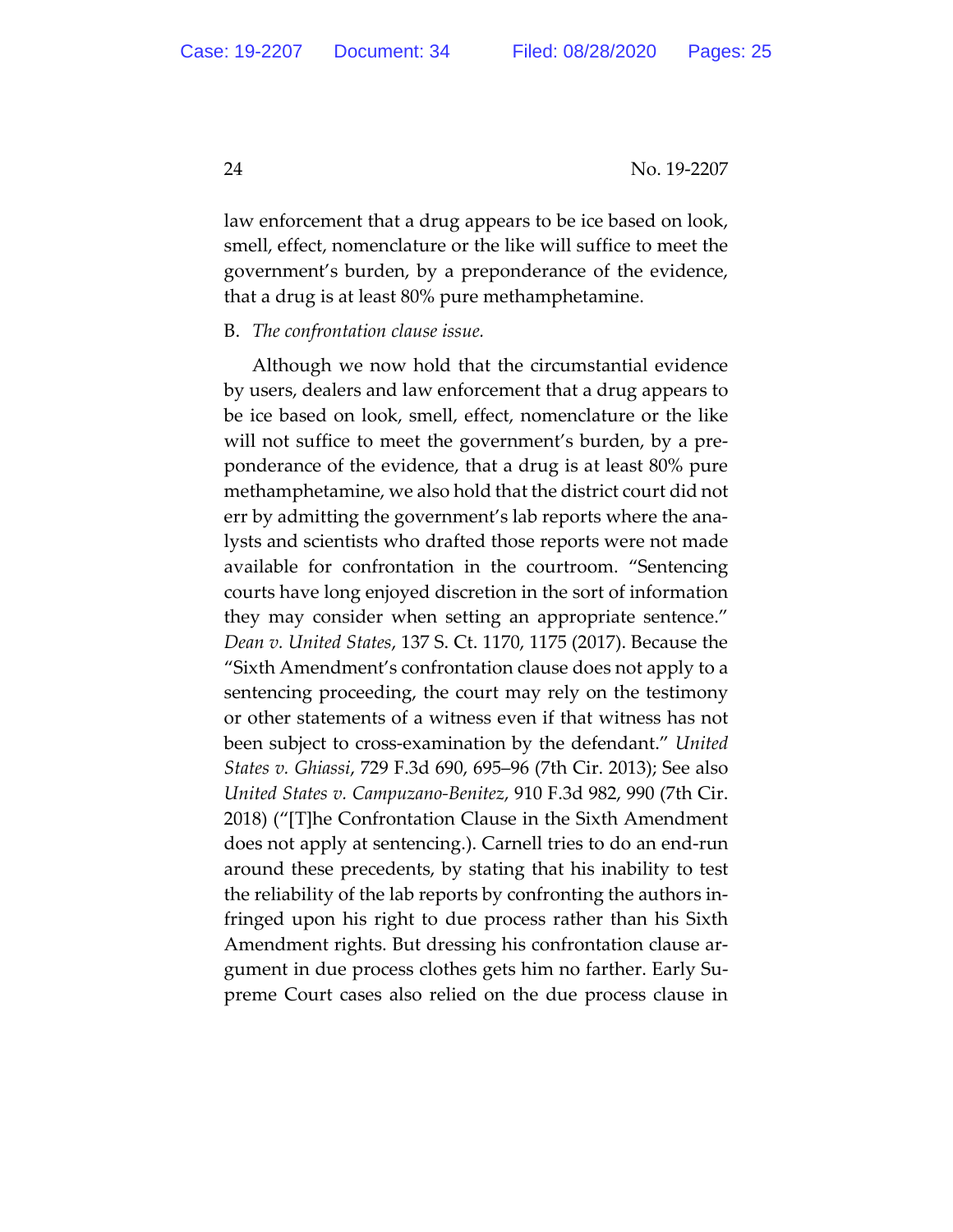law enforcement that a drug appears to be ice based on look, smell, effect, nomenclature or the like will suffice to meet the government's burden, by a preponderance of the evidence, that a drug is at least 80% pure methamphetamine.

B. *The confrontation clause issue.*

Although we now hold that the circumstantial evidence by users, dealers and law enforcement that a drug appears to be ice based on look, smell, effect, nomenclature or the like will not suffice to meet the government's burden, by a preponderance of the evidence, that a drug is at least 80% pure methamphetamine, we also hold that the district court did not err by admitting the government's lab reports where the analysts and scientists who drafted those reports were not made available for confrontation in the courtroom. "Sentencing courts have long enjoyed discretion in the sort of information they may consider when setting an appropriate sentence." *Dean v. United States*, 137 S. Ct. 1170, 1175 (2017). Because the "Sixth Amendment's confrontation clause does not apply to a sentencing proceeding, the court may rely on the testimony or other statements of a witness even if that witness has not been subject to cross-examination by the defendant." *United States v. Ghiassi*, 729 F.3d 690, 695–96 (7th Cir. 2013); See also *United States v. Campuzano-Benitez*, 910 F.3d 982, 990 (7th Cir. 2018) ("[T]he Confrontation Clause in the Sixth Amendment does not apply at sentencing.). Carnell tries to do an end-run around these precedents, by stating that his inability to test the reliability of the lab reports by confronting the authors infringed upon his right to due process rather than his Sixth Amendment rights. But dressing his confrontation clause argument in due process clothes gets him no farther. Early Supreme Court cases also relied on the due process clause in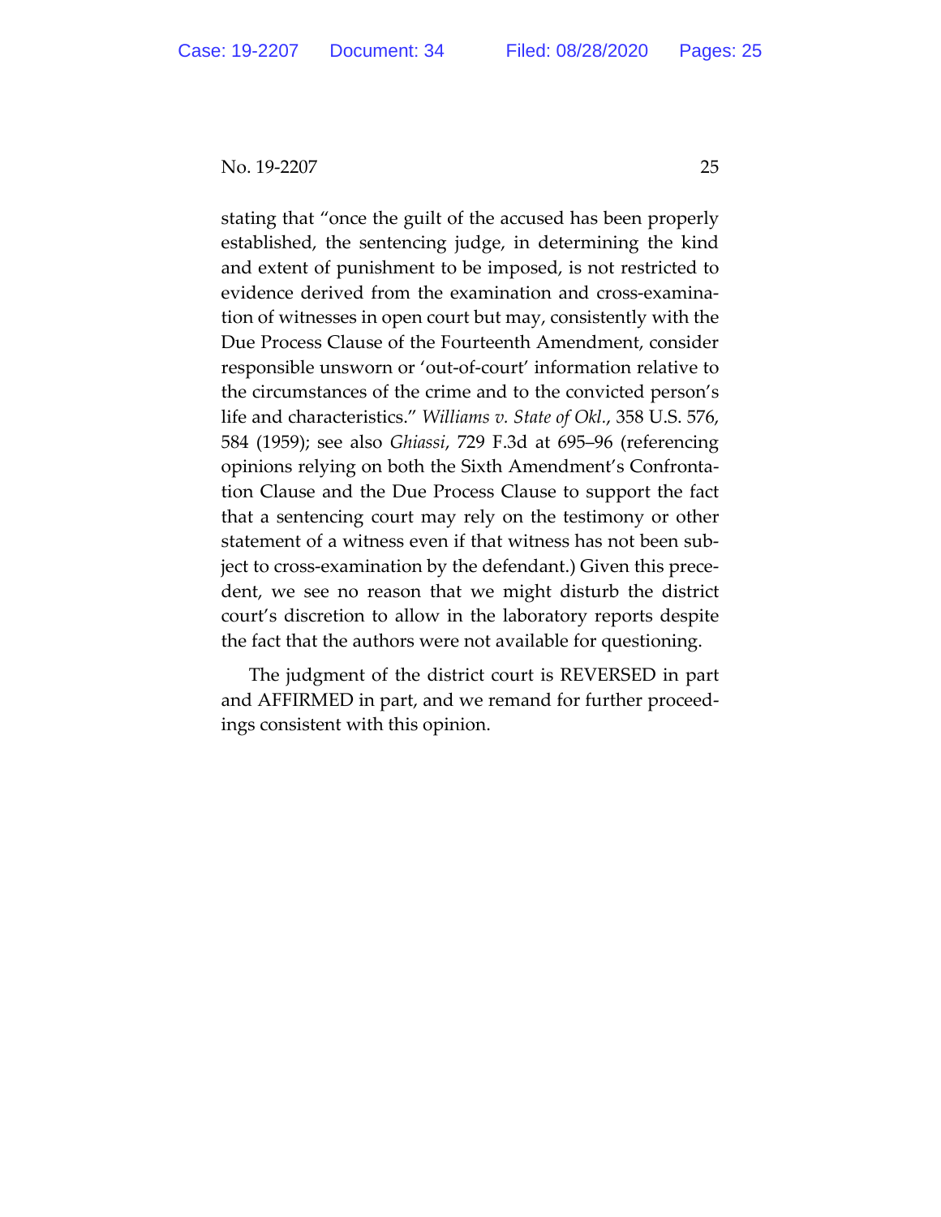stating that "once the guilt of the accused has been properly established, the sentencing judge, in determining the kind and extent of punishment to be imposed, is not restricted to evidence derived from the examination and cross-examination of witnesses in open court but may, consistently with the Due Process Clause of the Fourteenth Amendment, consider responsible unsworn or 'out-of-court' information relative to the circumstances of the crime and to the convicted person's life and characteristics." *Williams v. State of Okl.*, 358 U.S. 576, 584 (1959); see also *Ghiassi*, 729 F.3d at 695–96 (referencing opinions relying on both the Sixth Amendment's Confrontation Clause and the Due Process Clause to support the fact that a sentencing court may rely on the testimony or other statement of a witness even if that witness has not been subject to cross-examination by the defendant.) Given this precedent, we see no reason that we might disturb the district court's discretion to allow in the laboratory reports despite the fact that the authors were not available for questioning.

The judgment of the district court is REVERSED in part and AFFIRMED in part, and we remand for further proceedings consistent with this opinion.